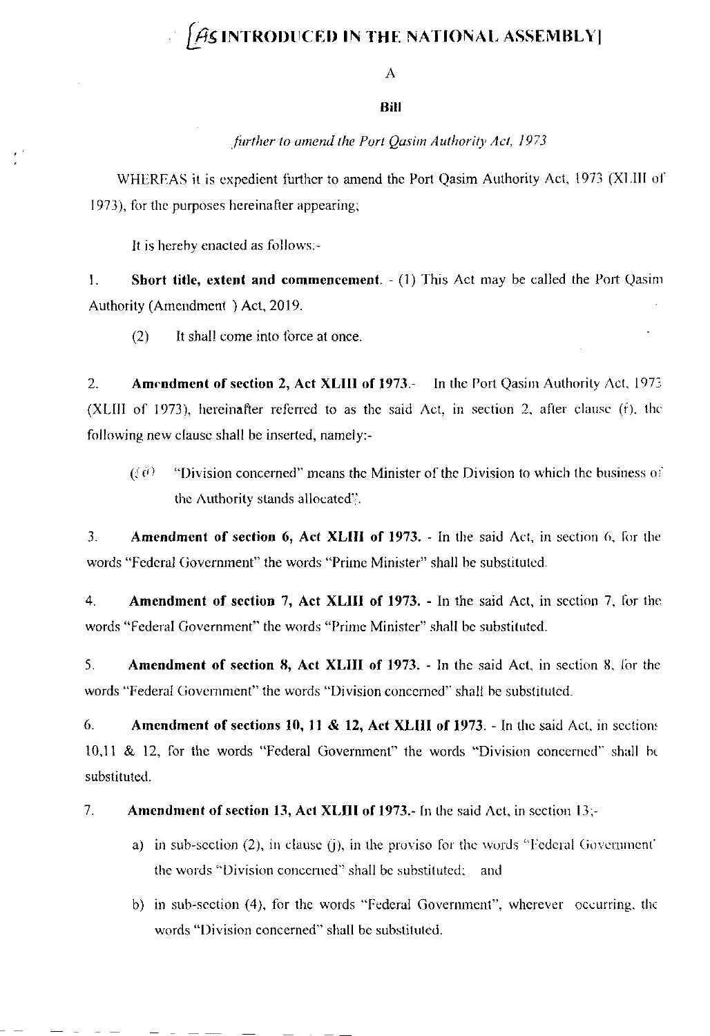# [AS INTRODUCED IN THE NATIONAL ASSEMBLY]

A

**Bill**

*further to amend the Port Qasim Authority Act, 1973*

WHEREAS it is expedient further to amend the Port Qasim Authority Act, 1973 (XLIII of 1973), for the purposes hereinafter appearing;

It is hereby enacted as follows:-

1. **Short title, extent and commencement**. - (1) This Act may be called the Port Qasim Authority (Amendment ) Act, 2019.

   (2) It shall come into force at once.

2. **Amendment of section 2, Act XLIII of 1973**.- In the Port Qasim Authority Act, 1973 (XLIII of 1973), hereinafter referred to as the said Act, in section 2, after clause (f), the following new clause shall be inserted, namely:-

   (ff) "Division concerned" means the Minister of the Division to which the business of the Authority stands allocated";.

3. **Amendment of section 6, Act XLIII of 1973**. - In the said Act, in section 6, for the words "Federal Government" the words "Prime Minister" shall be substituted.

4. **Amendment of section 7, Act XLIII of 1973**. - In the said Act, in section 7, for the words "Federal Government" the words "Prime Minister" shall be substituted.

5. **Amendment of section 8, Act XLIII of 1973**. - In the said Act, in section 8, for the words "Federal Government" the words "Division concerned" shall be substituted.

6. **Amendment of sections 10, 11 & 12, Act XLIII of 1973**. - In the said Act, in sections 10,11 & 12, for the words "Federal Government" the words "Division concerned" shall be substituted.

7. **Amendment of section 13, Act XLIII of 1973**.- In the said Act, in section 13,-

   a) in sub-section (2), in clause (j), in the proviso for the words "Federal Government" the words "Division concerned" shall be substituted; and

   b) in sub-section (4), for the words "Federal Government", wherever occurring, the words "Division concerned" shall be substituted.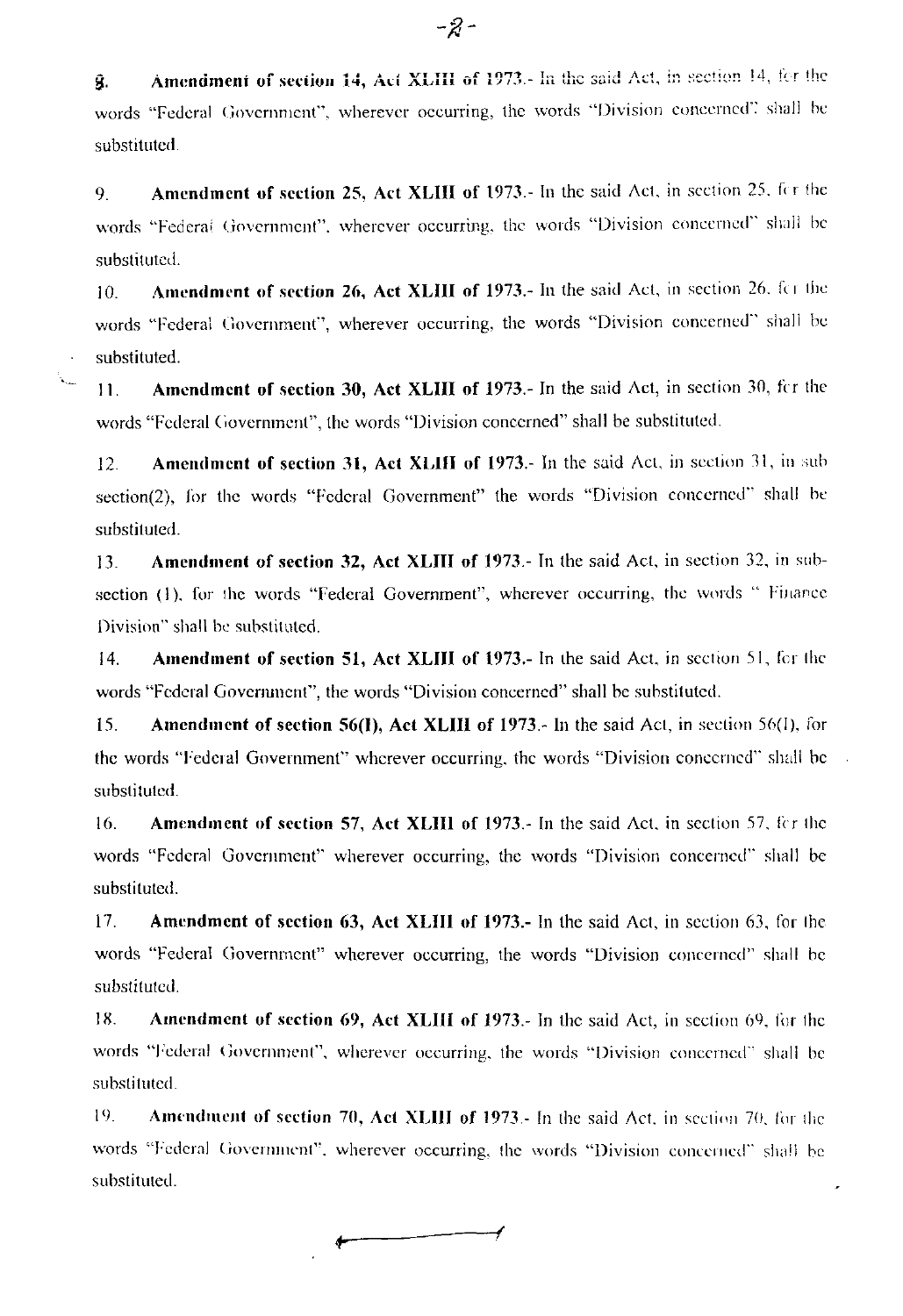8. **Amendment of section 14, Act XLIII of 1973.**- In the said Act, in section 14, for the words "Federal Government", wherever occurring, the words "Division concerned" shall be substituted.

9. **Amendment of section 25, Act XLIII of 1973.**- In the said Act, in section 25, for the words "Federal Government", wherever occurring, the words "Division concerned" shall be substituted.

10. **Amendment of section 26, Act XLIII of 1973.**- In the said Act, in section 26, for the words "Federal Government", wherever occurring, the words "Division concerned" shall be substituted.

11. **Amendment of section 30, Act XLIII of 1973.**- In the said Act, in section 30, for the words "Federal Government", the words "Division concerned" shall be substituted.

12. **Amendment of section 31, Act XLIII of 1973.**- In the said Act, in section 31, in sub section(2), for the words "Federal Government" the words "Division concerned" shall be substituted.

13. **Amendment of section 32, Act XLIII of 1973.**- In the said Act, in section 32, in sub-section (1), for the words "Federal Government", wherever occurring, the words " Finance Division" shall be substituted.

14. **Amendment of section 51, Act XLIII of 1973.**- In the said Act, in section 51, for the words "Federal Government", the words "Division concerned" shall be substituted.

15. **Amendment of section 56(I), Act XLIII of 1973.**- In the said Act, in section 56(1), for the words "Federal Government" wherever occurring, the words "Division concerned" shall be substituted.

16. **Amendment of section 57, Act XLIII of 1973.**- In the said Act, in section 57, for the words "Federal Government" wherever occurring, the words "Division concerned" shall be substituted.

17. **Amendment of section 63, Act XLIII of 1973.**- In the said Act, in section 63, for the words "Federal Government" wherever occurring, the words "Division concerned" shall be substituted.

18. **Amendment of section 69, Act XLIII of 1973.**- In the said Act, in section 69, for the words "Federal Government", wherever occurring, the words "Division concerned" shall be substituted.

19. **Amendment of section 70, Act XLIII of 1973.**- In the said Act, in section 70, for the words "Federal Government", wherever occurring, the words "Division concerned" shall be substituted.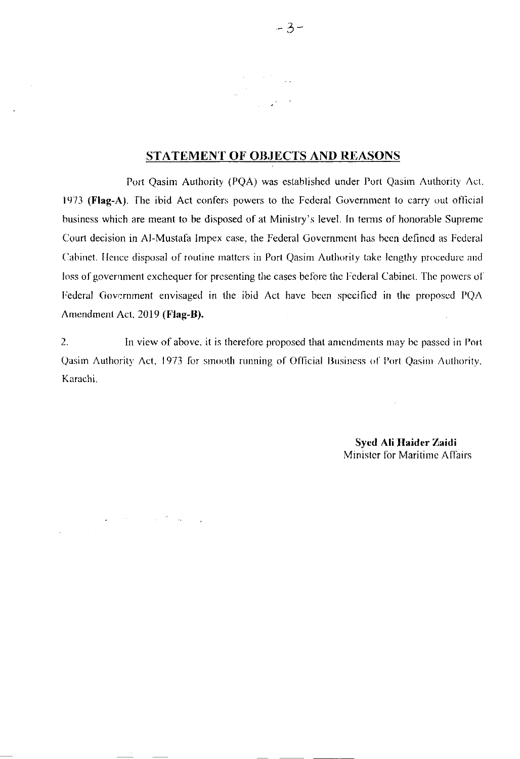## STATEMENT OF OBJECTS AND REASONS

Port Qasim Authority (PQA) was established under Port Qasim Authority Act, 1973 **(Flag-A)**. The ibid Act confers powers to the Federal Government to carry out official business which are meant to be disposed of at Ministry's level. In terms of honorable Supreme Court decision in Al-Mustafa Impex case, the Federal Government has been defined as Federal Cabinet. Hence disposal of routine matters in Port Qasim Authority take lengthy procedure and loss of government exchequer for presenting the cases before the Federal Cabinet. The powers of Federal Government envisaged in the ibid Act have been specified in the proposed PQA Amendment Act, 2019 **(Flag-B)**.

2. In view of above, it is therefore proposed that amendments may be passed in Port Qasim Authority Act, 1973 for smooth running of Official Business of Port Qasim Authority, Karachi.

**Syed Ali Haider Zaidi**
Minister for Maritime Affairs